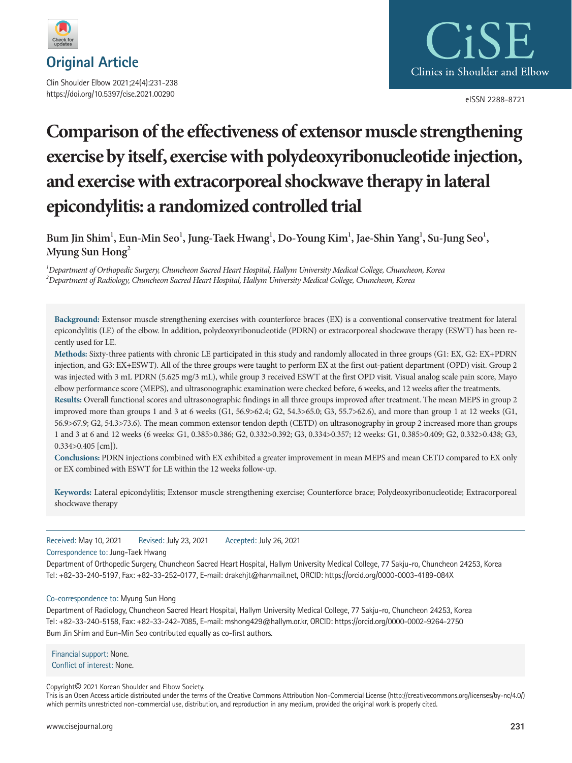Original Article

Clin Shoulder Elbow 2021;24(4):231-238
https://doi.org/10.5397/cise.2021.00290

eISSN 2288-8721

# Comparison of the effectiveness of extensor muscle strengthening exercise by itself, exercise with polydeoxyribonucleotide injection, and exercise with extracorporeal shockwave therapy in lateral epicondylitis: a randomized controlled trial

**Bum Jin Shim[1], Eun-Min Seo[1], Jung-Taek Hwang[1], Do-Young Kim[1], Jae-Shin Yang[1], Su-Jung Seo[1], Myung Sun Hong[2]**

[1]*Department of Orthopedic Surgery, Chuncheon Sacred Heart Hospital, Hallym University Medical College, Chuncheon, Korea*
[2]*Department of Radiology, Chuncheon Sacred Heart Hospital, Hallym University Medical College, Chuncheon, Korea*

**Background:** Extensor muscle strengthening exercises with counterforce braces (EX) is a conventional conservative treatment for lateral epicondylitis (LE) of the elbow. In addition, polydeoxyribonucleotide (PDRN) or extracorporeal shockwave therapy (ESWT) has been recently used for LE.

**Methods:** Sixty-three patients with chronic LE participated in this study and randomly allocated in three groups (G1: EX, G2: EX+PDRN injection, and G3: EX+ESWT). All of the three groups were taught to perform EX at the first out-patient department (OPD) visit. Group 2 was injected with 3 mL PDRN (5.625 mg/3 mL), while group 3 received ESWT at the first OPD visit. Visual analog scale pain score, Mayo elbow performance score (MEPS), and ultrasonographic examination were checked before, 6 weeks, and 12 weeks after the treatments.

**Results:** Overall functional scores and ultrasonographic findings in all three groups improved after treatment. The mean MEPS in group 2 improved more than groups 1 and 3 at 6 weeks (G1, 56.9>62.4; G2, 54.3>65.0; G3, 55.7>62.6), and more than group 1 at 12 weeks (G1, 56.9>67.9; G2, 54.3>73.6). The mean common extensor tendon depth (CETD) on ultrasonography in group 2 increased more than groups 1 and 3 at 6 and 12 weeks (6 weeks: G1, 0.385>0.386; G2, 0.332>0.392; G3, 0.334>0.357; 12 weeks: G1, 0.385>0.409; G2, 0.332>0.438; G3, 0.334>0.405 [cm]).

**Conclusions:** PDRN injections combined with EX exhibited a greater improvement in mean MEPS and mean CETD compared to EX only or EX combined with ESWT for LE within the 12 weeks follow-up.

**Keywords:** Lateral epicondylitis; Extensor muscle strengthening exercise; Counterforce brace; Polydeoxyribonucleotide; Extracorporeal shockwave therapy

Received: May 10, 2021 Revised: July 23, 2021 Accepted: July 26, 2021

Correspondence to: Jung-Taek Hwang

Department of Orthopedic Surgery, Chuncheon Sacred Heart Hospital, Hallym University Medical College, 77 Sakju-ro, Chuncheon 24253, Korea
Tel: +82-33-240-5197, Fax: +82-33-252-0177, E-mail: drakehjt@hanmail.net, ORCID: https://orcid.org/0000-0003-4189-084X

Co-correspondence to: Myung Sun Hong

Department of Radiology, Chuncheon Sacred Heart Hospital, Hallym University Medical College, 77 Sakju-ro, Chuncheon 24253, Korea
Tel: +82-33-240-5158, Fax: +82-33-242-7085, E-mail: mshong429@hallym.or.kr, ORCID: https://orcid.org/0000-0002-9264-2750
Bum Jin Shim and Eun-Min Seo contributed equally as co-first authors.

Financial support: None.
Conflict of interest: None.

Copyright© 2021 Korean Shoulder and Elbow Society.
This is an Open Access article distributed under the terms of the Creative Commons Attribution Non-Commercial License (http://creativecommons.org/licenses/by-nc/4.0/) which permits unrestricted non-commercial use, distribution, and reproduction in any medium, provided the original work is properly cited.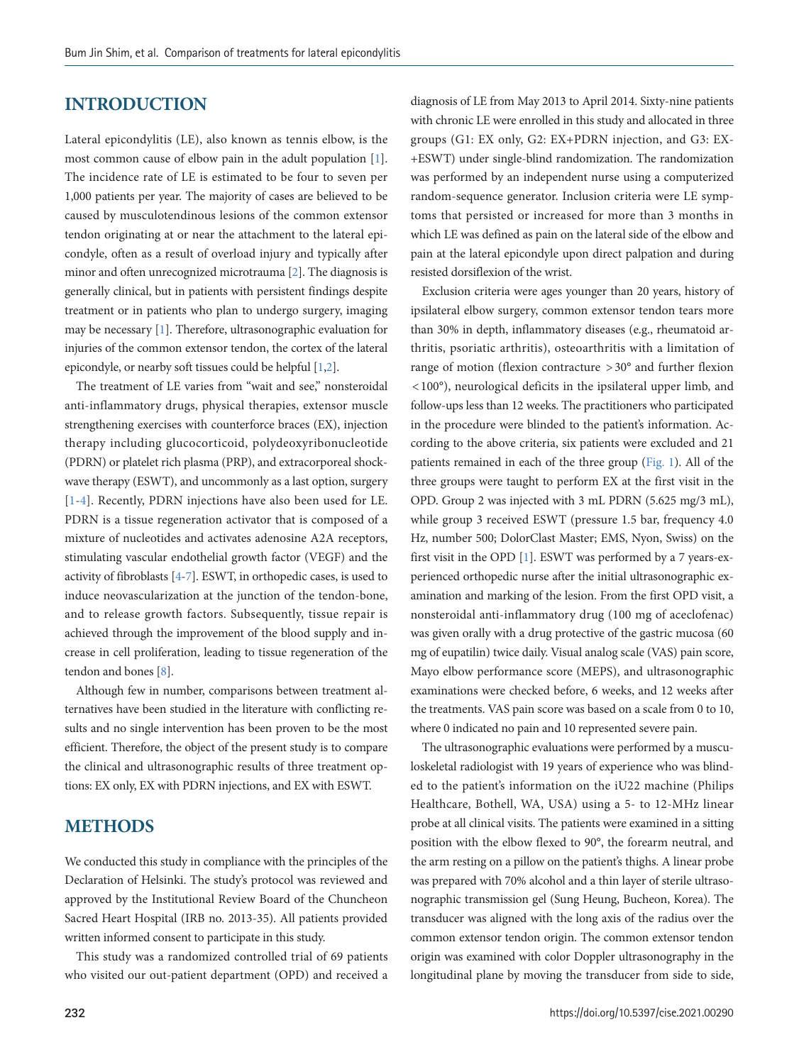## INTRODUCTION

Lateral epicondylitis (LE), also known as tennis elbow, is the most common cause of elbow pain in the adult population [1]. The incidence rate of LE is estimated to be four to seven per 1,000 patients per year. The majority of cases are believed to be caused by musculotendinous lesions of the common extensor tendon originating at or near the attachment to the lateral epicondyle, often as a result of overload injury and typically after minor and often unrecognized microtrauma [2]. The diagnosis is generally clinical, but in patients with persistent findings despite treatment or in patients who plan to undergo surgery, imaging may be necessary [1]. Therefore, ultrasonographic evaluation for injuries of the common extensor tendon, the cortex of the lateral epicondyle, or nearby soft tissues could be helpful [1,2].

The treatment of LE varies from "wait and see," nonsteroidal anti-inflammatory drugs, physical therapies, extensor muscle strengthening exercises with counterforce braces (EX), injection therapy including glucocorticoid, polydeoxyribonucleotide (PDRN) or platelet rich plasma (PRP), and extracorporeal shockwave therapy (ESWT), and uncommonly as a last option, surgery [1-4]. Recently, PDRN injections have also been used for LE. PDRN is a tissue regeneration activator that is composed of a mixture of nucleotides and activates adenosine A2A receptors, stimulating vascular endothelial growth factor (VEGF) and the activity of fibroblasts [4-7]. ESWT, in orthopedic cases, is used to induce neovascularization at the junction of the tendon-bone, and to release growth factors. Subsequently, tissue repair is achieved through the improvement of the blood supply and increase in cell proliferation, leading to tissue regeneration of the tendon and bones [8].

Although few in number, comparisons between treatment alternatives have been studied in the literature with conflicting results and no single intervention has been proven to be the most efficient. Therefore, the object of the present study is to compare the clinical and ultrasonographic results of three treatment options: EX only, EX with PDRN injections, and EX with ESWT.

## METHODS

We conducted this study in compliance with the principles of the Declaration of Helsinki. The study's protocol was reviewed and approved by the Institutional Review Board of the Chuncheon Sacred Heart Hospital (IRB no. 2013-35). All patients provided written informed consent to participate in this study.

This study was a randomized controlled trial of 69 patients who visited our out-patient department (OPD) and received a diagnosis of LE from May 2013 to April 2014. Sixty-nine patients with chronic LE were enrolled in this study and allocated in three groups (G1: EX only, G2: EX+PDRN injection, and G3: EX+ESWT) under single-blind randomization. The randomization was performed by an independent nurse using a computerized random-sequence generator. Inclusion criteria were LE symptoms that persisted or increased for more than 3 months in which LE was defined as pain on the lateral side of the elbow and pain at the lateral epicondyle upon direct palpation and during resisted dorsiflexion of the wrist.

Exclusion criteria were ages younger than 20 years, history of ipsilateral elbow surgery, common extensor tendon tears more than 30% in depth, inflammatory diseases (e.g., rheumatoid arthritis, psoriatic arthritis), osteoarthritis with a limitation of range of motion (flexion contracture >30° and further flexion <100°), neurological deficits in the ipsilateral upper limb, and follow-ups less than 12 weeks. The practitioners who participated in the procedure were blinded to the patient's information. According to the above criteria, six patients were excluded and 21 patients remained in each of the three group (Fig. 1). All of the three groups were taught to perform EX at the first visit in the OPD. Group 2 was injected with 3 mL PDRN (5.625 mg/3 mL), while group 3 received ESWT (pressure 1.5 bar, frequency 4.0 Hz, number 500; DolorClast Master; EMS, Nyon, Swiss) on the first visit in the OPD [1]. ESWT was performed by a 7 years-experienced orthopedic nurse after the initial ultrasonographic examination and marking of the lesion. From the first OPD visit, a nonsteroidal anti-inflammatory drug (100 mg of aceclofenac) was given orally with a drug protective of the gastric mucosa (60 mg of eupatilin) twice daily. Visual analog scale (VAS) pain score, Mayo elbow performance score (MEPS), and ultrasonographic examinations were checked before, 6 weeks, and 12 weeks after the treatments. VAS pain score was based on a scale from 0 to 10, where 0 indicated no pain and 10 represented severe pain.

The ultrasonographic evaluations were performed by a musculoskeletal radiologist with 19 years of experience who was blinded to the patient's information on the iU22 machine (Philips Healthcare, Bothell, WA, USA) using a 5- to 12-MHz linear probe at all clinical visits. The patients were examined in a sitting position with the elbow flexed to 90°, the forearm neutral, and the arm resting on a pillow on the patient's thighs. A linear probe was prepared with 70% alcohol and a thin layer of sterile ultrasonographic transmission gel (Sung Heung, Bucheon, Korea). The transducer was aligned with the long axis of the radius over the common extensor tendon origin. The common extensor tendon origin was examined with color Doppler ultrasonography in the longitudinal plane by moving the transducer from side to side,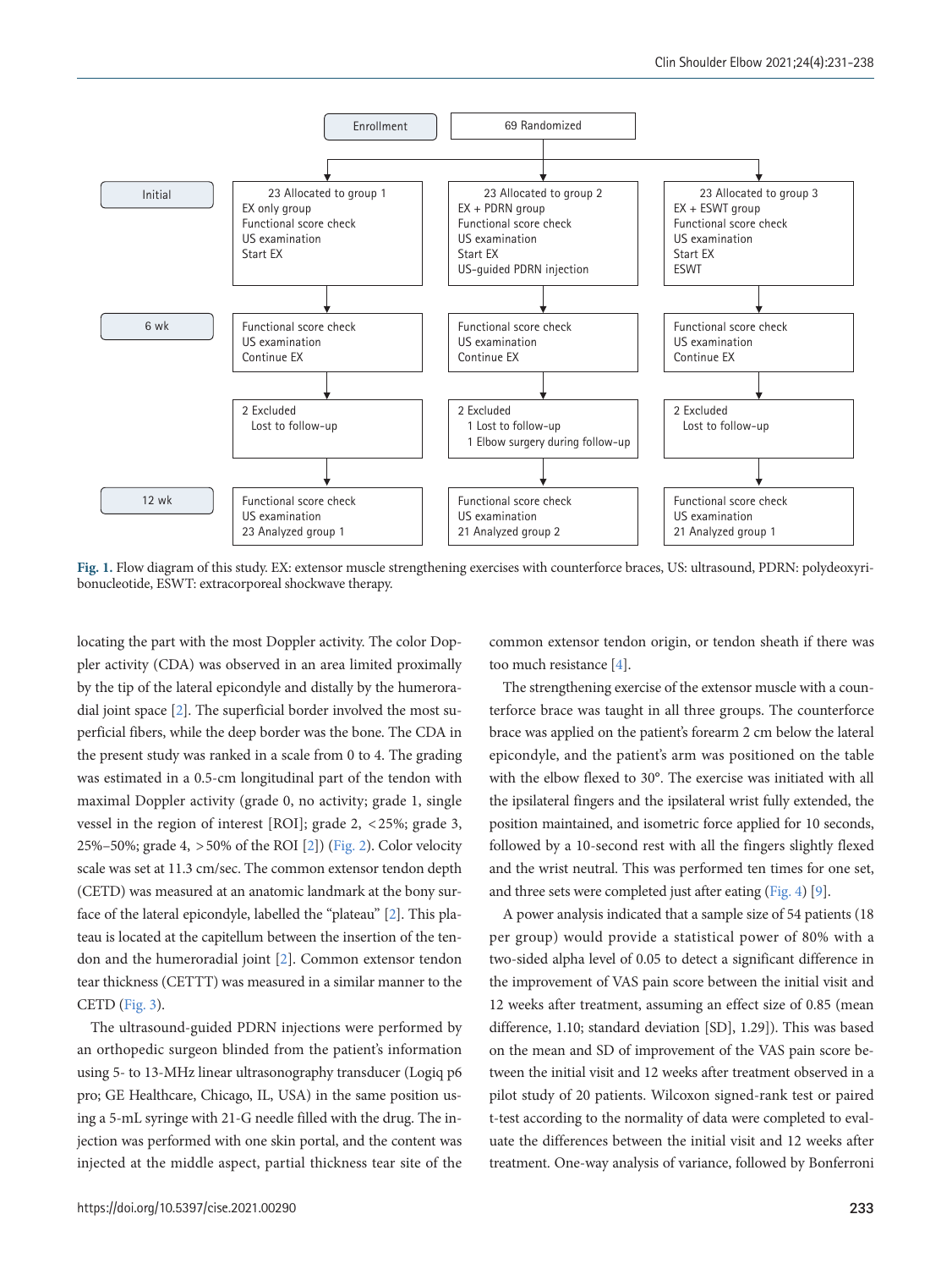| | Group 1 | Group 2 | Group 3 |
|---|---|---|---|
| Enrollment | 69 Randomized | | |
| Initial | 23 Allocated to group 1<br>EX only group<br>Functional score check<br>US examination<br>Start EX | 23 Allocated to group 2<br>EX + PDRN group<br>Functional score check<br>US examination<br>Start EX<br>US-guided PDRN injection | 23 Allocated to group 3<br>EX + ESWT group<br>Functional score check<br>US examination<br>Start EX<br>ESWT |
| 6 wk | Functional score check<br>US examination<br>Continue EX | Functional score check<br>US examination<br>Continue EX | Functional score check<br>US examination<br>Continue EX |
| | 2 Excluded<br>Lost to follow-up | 2 Excluded<br>1 Lost to follow-up<br>1 Elbow surgery during follow-up | 2 Excluded<br>Lost to follow-up |
| 12 wk | Functional score check<br>US examination<br>23 Analyzed group 1 | Functional score check<br>US examination<br>21 Analyzed group 2 | Functional score check<br>US examination<br>21 Analyzed group 1 |

**Fig. 1.** Flow diagram of this study. EX: extensor muscle strengthening exercises with counterforce braces, US: ultrasound, PDRN: polydeoxyribonucleotide, ESWT: extracorporeal shockwave therapy.

locating the part with the most Doppler activity. The color Doppler activity (CDA) was observed in an area limited proximally by the tip of the lateral epicondyle and distally by the humeroradial joint space [2]. The superficial border involved the most superficial fibers, while the deep border was the bone. The CDA in the present study was ranked in a scale from 0 to 4. The grading was estimated in a 0.5-cm longitudinal part of the tendon with maximal Doppler activity (grade 0, no activity; grade 1, single vessel in the region of interest [ROI]; grade 2, <25%; grade 3, 25%–50%; grade 4, >50% of the ROI [2]) (Fig. 2). Color velocity scale was set at 11.3 cm/sec. The common extensor tendon depth (CETD) was measured at an anatomic landmark at the bony surface of the lateral epicondyle, labelled the "plateau" [2]. This plateau is located at the capitellum between the insertion of the tendon and the humeroradial joint [2]. Common extensor tendon tear thickness (CETTT) was measured in a similar manner to the CETD (Fig. 3).

The ultrasound-guided PDRN injections were performed by an orthopedic surgeon blinded from the patient's information using 5- to 13-MHz linear ultrasonography transducer (Logiq p6 pro; GE Healthcare, Chicago, IL, USA) in the same position using a 5-mL syringe with 21-G needle filled with the drug. The injection was performed with one skin portal, and the content was injected at the middle aspect, partial thickness tear site of the common extensor tendon origin, or tendon sheath if there was too much resistance [4].

The strengthening exercise of the extensor muscle with a counterforce brace was taught in all three groups. The counterforce brace was applied on the patient's forearm 2 cm below the lateral epicondyle, and the patient's arm was positioned on the table with the elbow flexed to 30°. The exercise was initiated with all the ipsilateral fingers and the ipsilateral wrist fully extended, the position maintained, and isometric force applied for 10 seconds, followed by a 10-second rest with all the fingers slightly flexed and the wrist neutral. This was performed ten times for one set, and three sets were completed just after eating (Fig. 4) [9].

A power analysis indicated that a sample size of 54 patients (18 per group) would provide a statistical power of 80% with a two-sided alpha level of 0.05 to detect a significant difference in the improvement of VAS pain score between the initial visit and 12 weeks after treatment, assuming an effect size of 0.85 (mean difference, 1.10; standard deviation [SD], 1.29]). This was based on the mean and SD of improvement of the VAS pain score between the initial visit and 12 weeks after treatment observed in a pilot study of 20 patients. Wilcoxon signed-rank test or paired t-test according to the normality of data were completed to evaluate the differences between the initial visit and 12 weeks after treatment. One-way analysis of variance, followed by Bonferroni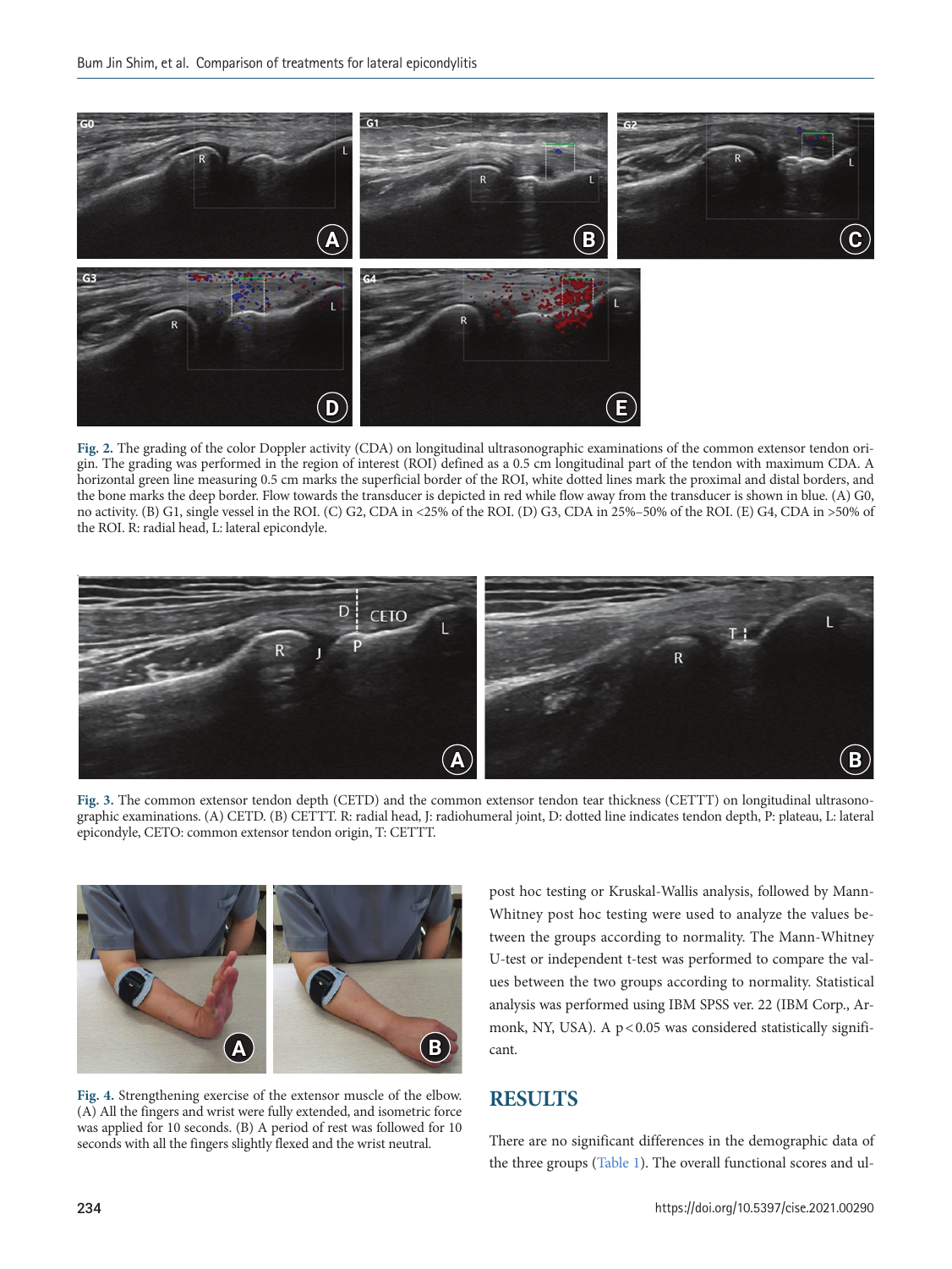Fig. 2. The grading of the color Doppler activity (CDA) on longitudinal ultrasonographic examinations of the common extensor tendon origin. The grading was performed in the region of interest (ROI) defined as a 0.5 cm longitudinal part of the tendon with maximum CDA. A horizontal green line measuring 0.5 cm marks the superficial border of the ROI, white dotted lines mark the proximal and distal borders, and the bone marks the deep border. Flow towards the transducer is depicted in red while flow away from the transducer is shown in blue. (A) G0, no activity. (B) G1, single vessel in the ROI. (C) G2, CDA in <25% of the ROI. (D) G3, CDA in 25%–50% of the ROI. (E) G4, CDA in >50% of the ROI. R: radial head, L: lateral epicondyle.

Fig. 3. The common extensor tendon depth (CETD) and the common extensor tendon tear thickness (CETTT) on longitudinal ultrasonographic examinations. (A) CETD. (B) CETTT. R: radial head, J: radiohumeral joint, D: dotted line indicates tendon depth, P: plateau, L: lateral epicondyle, CETO: common extensor tendon origin, T: CETTT.

Fig. 4. Strengthening exercise of the extensor muscle of the elbow. (A) All the fingers and wrist were fully extended, and isometric force was applied for 10 seconds. (B) A period of rest was followed for 10 seconds with all the fingers slightly flexed and the wrist neutral.

post hoc testing or Kruskal-Wallis analysis, followed by Mann-Whitney post hoc testing were used to analyze the values between the groups according to normality. The Mann-Whitney U-test or independent t-test was performed to compare the values between the two groups according to normality. Statistical analysis was performed using IBM SPSS ver. 22 (IBM Corp., Armonk, NY, USA). A $p<0.05$ was considered statistically significant.

## RESULTS

There are no significant differences in the demographic data of the three groups (Table 1). The overall functional scores and ul-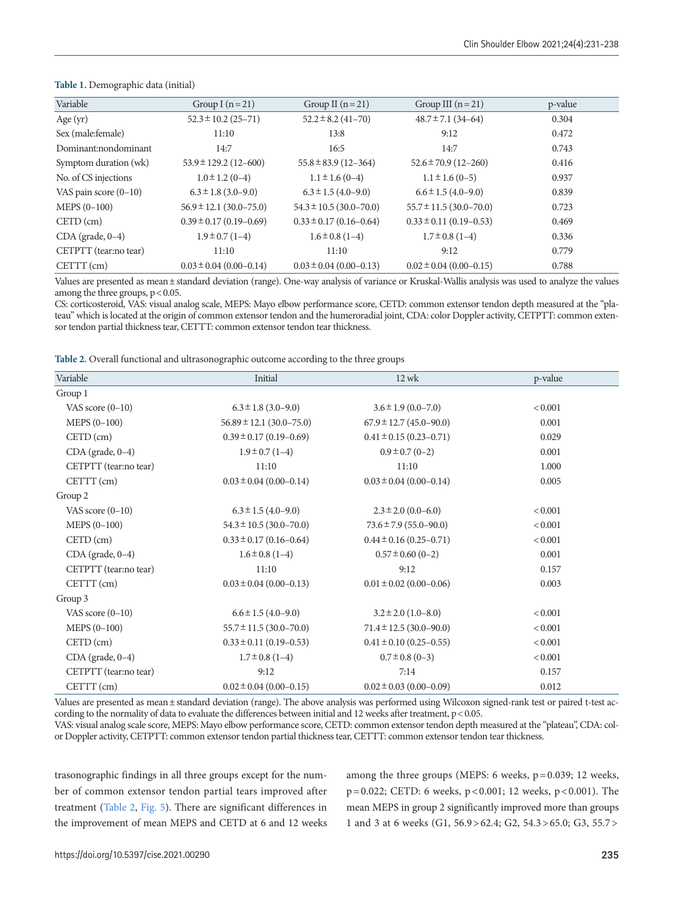**Table 1.** Demographic data (initial)

| Variable | Group I (n = 21) | Group II (n = 21) | Group III (n = 21) | p-value |
|---|---|---|---|---|
| Age (yr) | 52.3 ± 10.2 (25–71) | 52.2 ± 8.2 (41–70) | 48.7 ± 7.1 (34–64) | 0.304 |
| Sex (male:female) | 11:10 | 13:8 | 9:12 | 0.472 |
| Dominant:nondominant | 14:7 | 16:5 | 14:7 | 0.743 |
| Symptom duration (wk) | 53.9 ± 129.2 (12–600) | 55.8 ± 83.9 (12–364) | 52.6 ± 70.9 (12–260) | 0.416 |
| No. of CS injections | 1.0 ± 1.2 (0–4) | 1.1 ± 1.6 (0–4) | 1.1 ± 1.6 (0–5) | 0.937 |
| VAS pain score (0–10) | 6.3 ± 1.8 (3.0–9.0) | 6.3 ± 1.5 (4.0–9.0) | 6.6 ± 1.5 (4.0–9.0) | 0.839 |
| MEPS (0–100) | 56.9 ± 12.1 (30.0–75.0) | 54.3 ± 10.5 (30.0–70.0) | 55.7 ± 11.5 (30.0–70.0) | 0.723 |
| CETD (cm) | 0.39 ± 0.17 (0.19–0.69) | 0.33 ± 0.17 (0.16–0.64) | 0.33 ± 0.11 (0.19–0.53) | 0.469 |
| CDA (grade, 0–4) | 1.9 ± 0.7 (1–4) | 1.6 ± 0.8 (1–4) | 1.7 ± 0.8 (1–4) | 0.336 |
| CETPTT (tear:no tear) | 11:10 | 11:10 | 9:12 | 0.779 |
| CETTT (cm) | 0.03 ± 0.04 (0.00–0.14) | 0.03 ± 0.04 (0.00–0.13) | 0.02 ± 0.04 (0.00–0.15) | 0.788 |

Values are presented as mean ± standard deviation (range). One-way analysis of variance or Kruskal-Wallis analysis was used to analyze the values among the three groups, $p < 0.05$.
CS: corticosteroid, VAS: visual analog scale, MEPS: Mayo elbow performance score, CETD: common extensor tendon depth measured at the "plateau" which is located at the origin of common extensor tendon and the humeroradial joint, CDA: color Doppler activity, CETPTT: common extensor tendon partial thickness tear, CETTT: common extensor tendon tear thickness.

**Table 2.** Overall functional and ultrasonographic outcome according to the three groups

| Variable | Initial | 12 wk | p-value |
|---|---|---|---|
| Group 1 | | | |
| VAS score (0–10) | 6.3 ± 1.8 (3.0–9.0) | 3.6 ± 1.9 (0.0–7.0) | < 0.001 |
| MEPS (0–100) | 56.89 ± 12.1 (30.0–75.0) | 67.9 ± 12.7 (45.0–90.0) | 0.001 |
| CETD (cm) | 0.39 ± 0.17 (0.19–0.69) | 0.41 ± 0.15 (0.23–0.71) | 0.029 |
| CDA (grade, 0–4) | 1.9 ± 0.7 (1–4) | 0.9 ± 0.7 (0–2) | 0.001 |
| CETPTT (tear:no tear) | 11:10 | 11:10 | 1.000 |
| CETTT (cm) | 0.03 ± 0.04 (0.00–0.14) | 0.03 ± 0.04 (0.00–0.14) | 0.005 |
| Group 2 | | | |
| VAS score (0–10) | 6.3 ± 1.5 (4.0–9.0) | 2.3 ± 2.0 (0.0–6.0) | < 0.001 |
| MEPS (0–100) | 54.3 ± 10.5 (30.0–70.0) | 73.6 ± 7.9 (55.0–90.0) | < 0.001 |
| CETD (cm) | 0.33 ± 0.17 (0.16–0.64) | 0.44 ± 0.16 (0.25–0.71) | < 0.001 |
| CDA (grade, 0–4) | 1.6 ± 0.8 (1–4) | 0.57 ± 0.60 (0–2) | 0.001 |
| CETPTT (tear:no tear) | 11:10 | 9:12 | 0.157 |
| CETTT (cm) | 0.03 ± 0.04 (0.00–0.13) | 0.01 ± 0.02 (0.00–0.06) | 0.003 |
| Group 3 | | | |
| VAS score (0–10) | 6.6 ± 1.5 (4.0–9.0) | 3.2 ± 2.0 (1.0–8.0) | < 0.001 |
| MEPS (0–100) | 55.7 ± 11.5 (30.0–70.0) | 71.4 ± 12.5 (30.0–90.0) | < 0.001 |
| CETD (cm) | 0.33 ± 0.11 (0.19–0.53) | 0.41 ± 0.10 (0.25–0.55) | < 0.001 |
| CDA (grade, 0–4) | 1.7 ± 0.8 (1–4) | 0.7 ± 0.8 (0–3) | < 0.001 |
| CETPTT (tear:no tear) | 9:12 | 7:14 | 0.157 |
| CETTT (cm) | 0.02 ± 0.04 (0.00–0.15) | 0.02 ± 0.03 (0.00–0.09) | 0.012 |

Values are presented as mean ± standard deviation (range). The above analysis was performed using Wilcoxon signed-rank test or paired t-test according to the normality of data to evaluate the differences between initial and 12 weeks after treatment, $p < 0.05$.
VAS: visual analog scale score, MEPS: Mayo elbow performance score, CETD: common extensor tendon depth measured at the "plateau", CDA: color Doppler activity, CETPTT: common extensor tendon partial thickness tear, CETTT: common extensor tendon tear thickness.

trasonographic findings in all three groups except for the number of common extensor tendon partial tears improved after treatment (Table 2, Fig. 5). There are significant differences in the improvement of mean MEPS and CETD at 6 and 12 weeks among the three groups (MEPS: 6 weeks, $p = 0.039$; 12 weeks, $p = 0.022$; CETD: 6 weeks, $p < 0.001$; 12 weeks, $p < 0.001$). The mean MEPS in group 2 significantly improved more than groups 1 and 3 at 6 weeks (G1, 56.9 > 62.4; G2, 54.3 > 65.0; G3, 55.7 >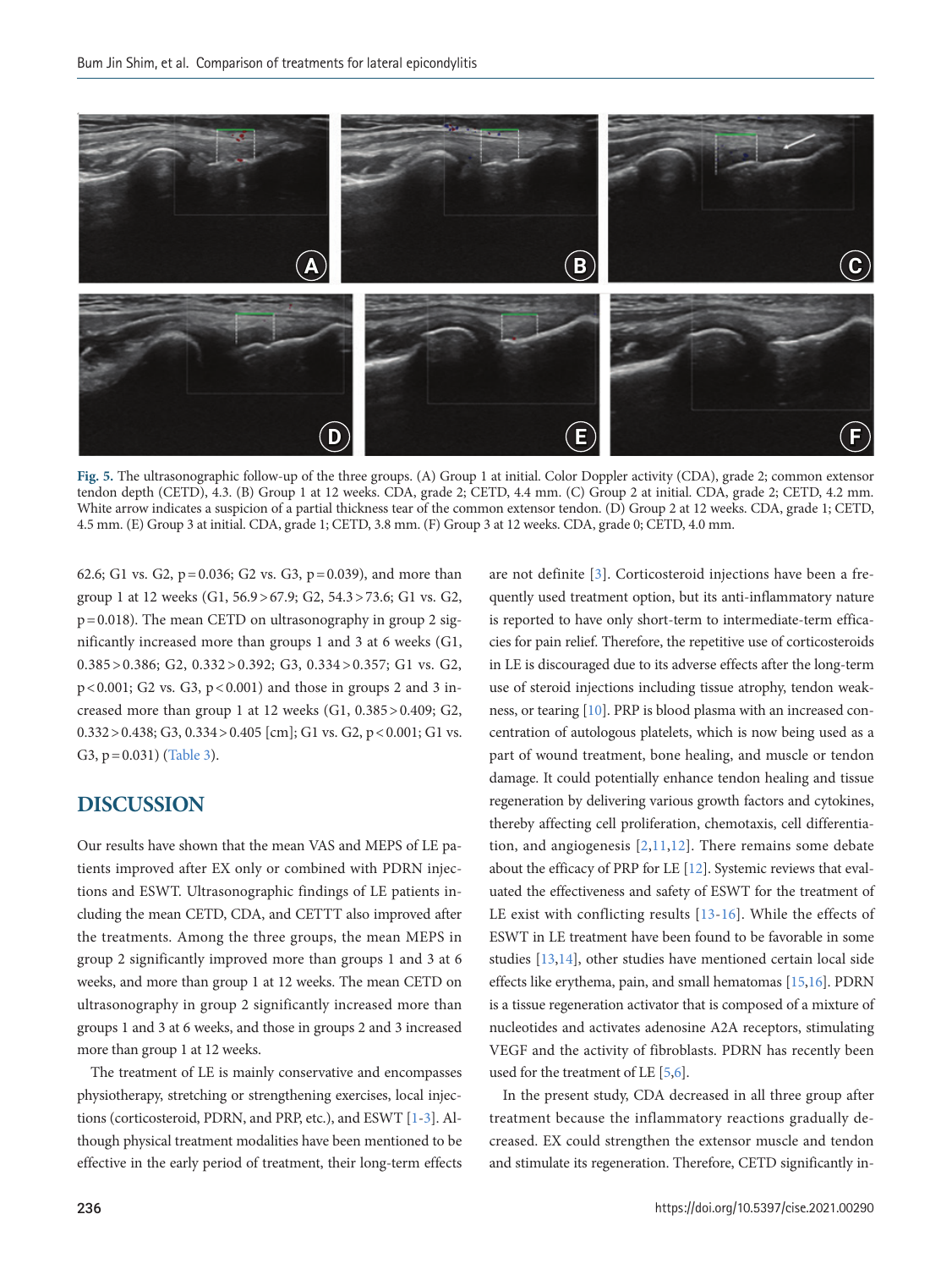Fig. 5. The ultrasonographic follow-up of the three groups. (A) Group 1 at initial. Color Doppler activity (CDA), grade 2; common extensor tendon depth (CETD), 4.3. (B) Group 1 at 12 weeks. CDA, grade 2; CETD, 4.4 mm. (C) Group 2 at initial. CDA, grade 2; CETD, 4.2 mm. White arrow indicates a suspicion of a partial thickness tear of the common extensor tendon. (D) Group 2 at 12 weeks. CDA, grade 1; CETD, 4.5 mm. (E) Group 3 at initial. CDA, grade 1; CETD, 3.8 mm. (F) Group 3 at 12 weeks. CDA, grade 0; CETD, 4.0 mm.

62.6; G1 vs. G2, $p = 0.036$; G2 vs. G3, $p = 0.039$), and more than group 1 at 12 weeks (G1, 56.9 > 67.9; G2, 54.3 > 73.6; G1 vs. G2, $p = 0.018$). The mean CETD on ultrasonography in group 2 significantly increased more than groups 1 and 3 at 6 weeks (G1, 0.385 > 0.386; G2, 0.332 > 0.392; G3, 0.334 > 0.357; G1 vs. G2, $p < 0.001$; G2 vs. G3, $p < 0.001$) and those in groups 2 and 3 increased more than group 1 at 12 weeks (G1, 0.385 > 0.409; G2, 0.332 > 0.438; G3, 0.334 > 0.405 [cm]; G1 vs. G2, $p < 0.001$; G1 vs. G3, $p = 0.031$) (Table 3).

## DISCUSSION

Our results have shown that the mean VAS and MEPS of LE patients improved after EX only or combined with PDRN injections and ESWT. Ultrasonographic findings of LE patients including the mean CETD, CDA, and CETTT also improved after the treatments. Among the three groups, the mean MEPS in group 2 significantly improved more than groups 1 and 3 at 6 weeks, and more than group 1 at 12 weeks. The mean CETD on ultrasonography in group 2 significantly increased more than groups 1 and 3 at 6 weeks, and those in groups 2 and 3 increased more than group 1 at 12 weeks.

The treatment of LE is mainly conservative and encompasses physiotherapy, stretching or strengthening exercises, local injections (corticosteroid, PDRN, and PRP, etc.), and ESWT [1-3]. Although physical treatment modalities have been mentioned to be effective in the early period of treatment, their long-term effects are not definite [3]. Corticosteroid injections have been a frequently used treatment option, but its anti-inflammatory nature is reported to have only short-term to intermediate-term efficacies for pain relief. Therefore, the repetitive use of corticosteroids in LE is discouraged due to its adverse effects after the long-term use of steroid injections including tissue atrophy, tendon weakness, or tearing [10]. PRP is blood plasma with an increased concentration of autologous platelets, which is now being used as a part of wound treatment, bone healing, and muscle or tendon damage. It could potentially enhance tendon healing and tissue regeneration by delivering various growth factors and cytokines, thereby affecting cell proliferation, chemotaxis, cell differentiation, and angiogenesis [2,11,12]. There remains some debate about the efficacy of PRP for LE [12]. Systemic reviews that evaluated the effectiveness and safety of ESWT for the treatment of LE exist with conflicting results [13-16]. While the effects of ESWT in LE treatment have been found to be favorable in some studies [13,14], other studies have mentioned certain local side effects like erythema, pain, and small hematomas [15,16]. PDRN is a tissue regeneration activator that is composed of a mixture of nucleotides and activates adenosine A2A receptors, stimulating VEGF and the activity of fibroblasts. PDRN has recently been used for the treatment of LE [5,6].

In the present study, CDA decreased in all three group after treatment because the inflammatory reactions gradually decreased. EX could strengthen the extensor muscle and tendon and stimulate its regeneration. Therefore, CETD significantly in-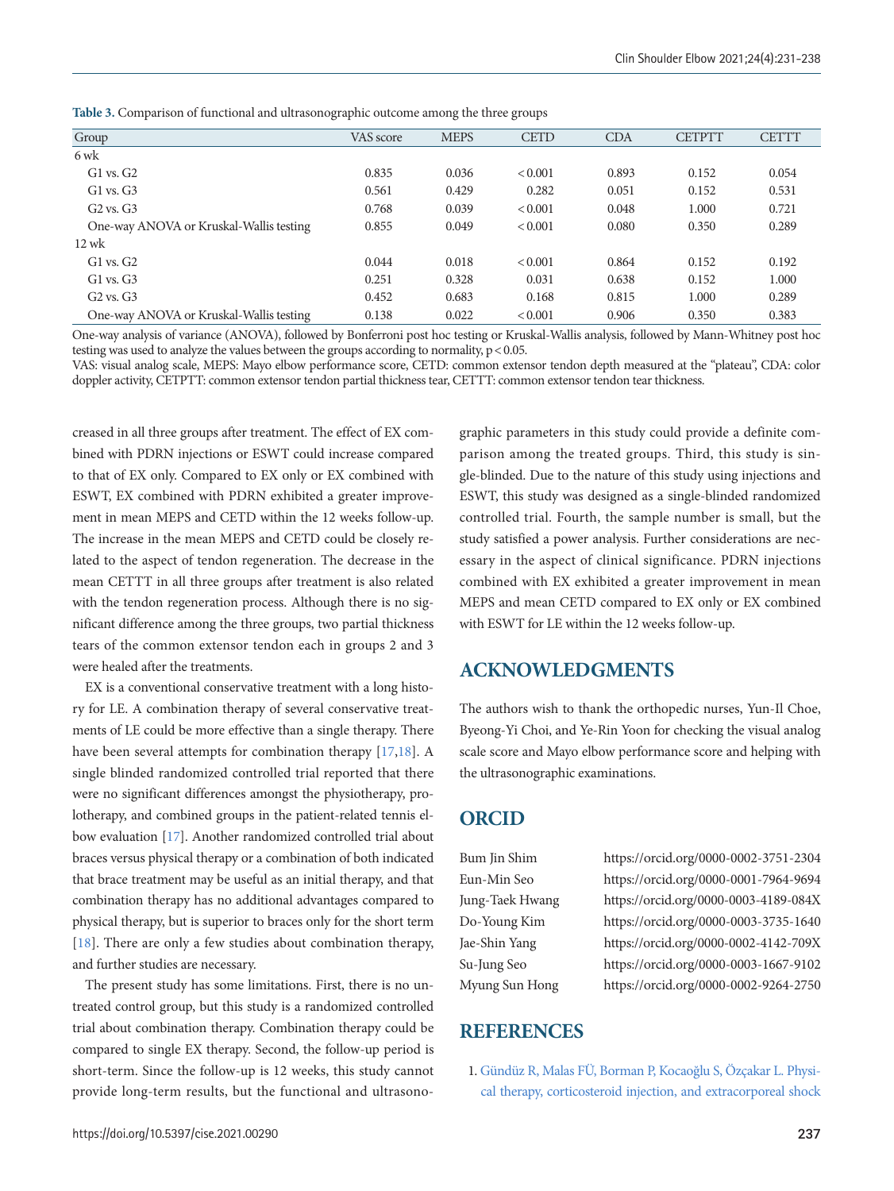**Table 3.** Comparison of functional and ultrasonographic outcome among the three groups

| Group | VAS score | MEPS | CETD | CDA | CETPTT | CETTT |
|---|---|---|---|---|---|---|
| 6 wk | | | | | | |
| G1 vs. G2 | 0.835 | 0.036 | < 0.001 | 0.893 | 0.152 | 0.054 |
| G1 vs. G3 | 0.561 | 0.429 | 0.282 | 0.051 | 0.152 | 0.531 |
| G2 vs. G3 | 0.768 | 0.039 | < 0.001 | 0.048 | 1.000 | 0.721 |
| One-way ANOVA or Kruskal-Wallis testing | 0.855 | 0.049 | < 0.001 | 0.080 | 0.350 | 0.289 |
| 12 wk | | | | | | |
| G1 vs. G2 | 0.044 | 0.018 | < 0.001 | 0.864 | 0.152 | 0.192 |
| G1 vs. G3 | 0.251 | 0.328 | 0.031 | 0.638 | 0.152 | 1.000 |
| G2 vs. G3 | 0.452 | 0.683 | 0.168 | 0.815 | 1.000 | 0.289 |
| One-way ANOVA or Kruskal-Wallis testing | 0.138 | 0.022 | < 0.001 | 0.906 | 0.350 | 0.383 |

One-way analysis of variance (ANOVA), followed by Bonferroni post hoc testing or Kruskal-Wallis analysis, followed by Mann-Whitney post hoc testing was used to analyze the values between the groups according to normality, $p < 0.05$.
VAS: visual analog scale, MEPS: Mayo elbow performance score, CETD: common extensor tendon depth measured at the "plateau", CDA: color doppler activity, CETPTT: common extensor tendon partial thickness tear, CETTT: common extensor tendon tear thickness.

creased in all three groups after treatment. The effect of EX combined with PDRN injections or ESWT could increase compared to that of EX only. Compared to EX only or EX combined with ESWT, EX combined with PDRN exhibited a greater improvement in mean MEPS and CETD within the 12 weeks follow-up. The increase in the mean MEPS and CETD could be closely related to the aspect of tendon regeneration. The decrease in the mean CETTT in all three groups after treatment is also related with the tendon regeneration process. Although there is no significant difference among the three groups, two partial thickness tears of the common extensor tendon each in groups 2 and 3 were healed after the treatments.

EX is a conventional conservative treatment with a long history for LE. A combination therapy of several conservative treatments of LE could be more effective than a single therapy. There have been several attempts for combination therapy [17,18]. A single blinded randomized controlled trial reported that there were no significant differences amongst the physiotherapy, prolotherapy, and combined groups in the patient-related tennis elbow evaluation [17]. Another randomized controlled trial about braces versus physical therapy or a combination of both indicated that brace treatment may be useful as an initial therapy, and that combination therapy has no additional advantages compared to physical therapy, but is superior to braces only for the short term [18]. There are only a few studies about combination therapy, and further studies are necessary.

The present study has some limitations. First, there is no untreated control group, but this study is a randomized controlled trial about combination therapy. Combination therapy could be compared to single EX therapy. Second, the follow-up period is short-term. Since the follow-up is 12 weeks, this study cannot provide long-term results, but the functional and ultrasonographic parameters in this study could provide a definite comparison among the treated groups. Third, this study is single-blinded. Due to the nature of this study using injections and ESWT, this study was designed as a single-blinded randomized controlled trial. Fourth, the sample number is small, but the study satisfied a power analysis. Further considerations are necessary in the aspect of clinical significance. PDRN injections combined with EX exhibited a greater improvement in mean MEPS and mean CETD compared to EX only or EX combined with ESWT for LE within the 12 weeks follow-up.

## ACKNOWLEDGMENTS

The authors wish to thank the orthopedic nurses, Yun-Il Choe, Byeong-Yi Choi, and Ye-Rin Yoon for checking the visual analog scale score and Mayo elbow performance score and helping with the ultrasonographic examinations.

## ORCID

| | |
|---|---|
| Bum Jin Shim | https://orcid.org/0000-0002-3751-2304 |
| Eun-Min Seo | https://orcid.org/0000-0001-7964-9694 |
| Jung-Taek Hwang | https://orcid.org/0000-0003-4189-084X |
| Do-Young Kim | https://orcid.org/0000-0003-3735-1640 |
| Jae-Shin Yang | https://orcid.org/0000-0002-4142-709X |
| Su-Jung Seo | https://orcid.org/0000-0003-1667-9102 |
| Myung Sun Hong | https://orcid.org/0000-0002-9264-2750 |

## REFERENCES

1. Gündüz R, Malas FÜ, Borman P, Kocaoğlu S, Özçakar L. Physical therapy, corticosteroid injection, and extracorporeal shock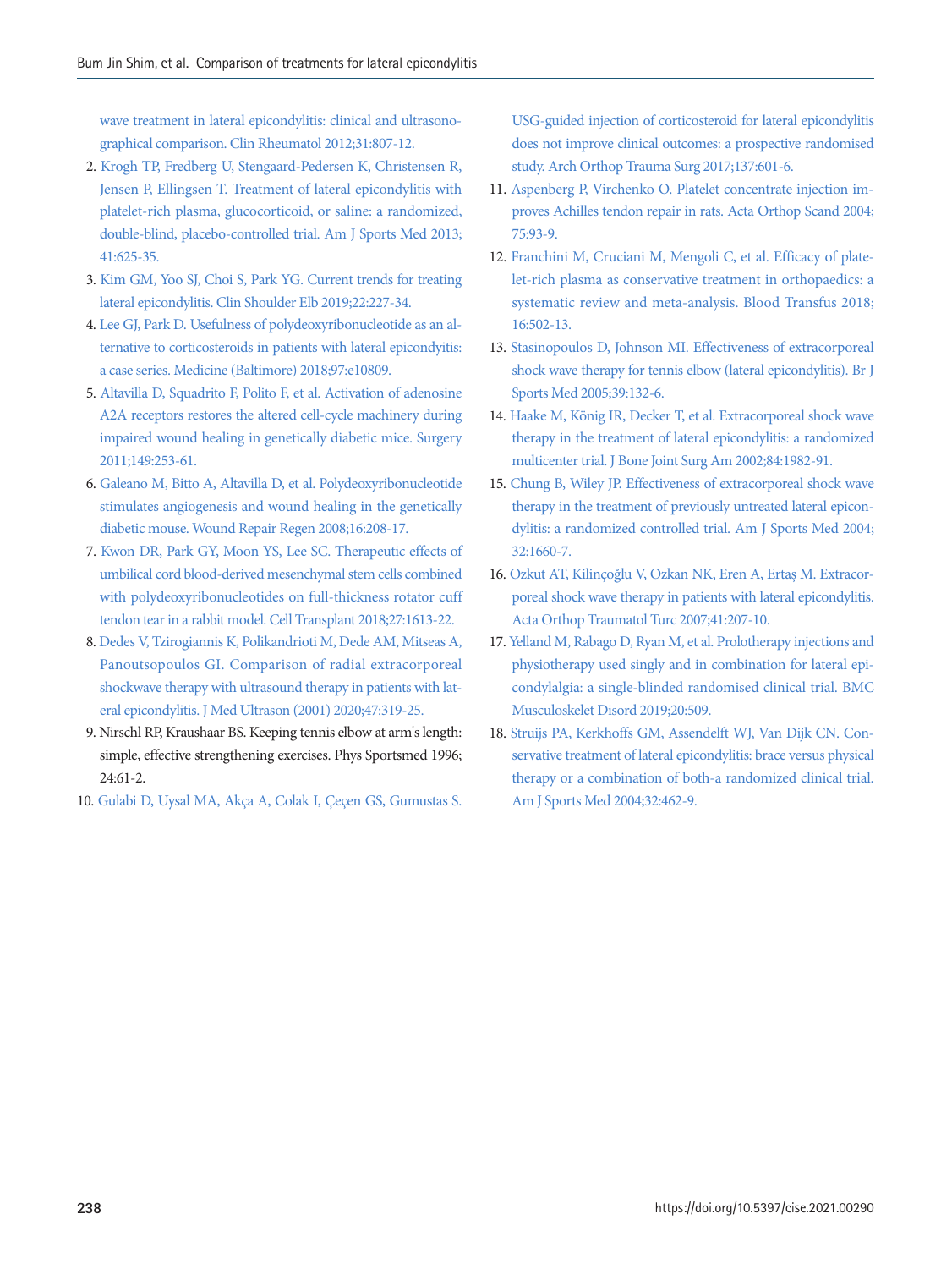wave treatment in lateral epicondylitis: clinical and ultrasonographical comparison. Clin Rheumatol 2012;31:807-12.

2. Krogh TP, Fredberg U, Stengaard-Pedersen K, Christensen R, Jensen P, Ellingsen T. Treatment of lateral epicondylitis with platelet-rich plasma, glucocorticoid, or saline: a randomized, double-blind, placebo-controlled trial. Am J Sports Med 2013; 41:625-35.
3. Kim GM, Yoo SJ, Choi S, Park YG. Current trends for treating lateral epicondylitis. Clin Shoulder Elb 2019;22:227-34.
4. Lee GJ, Park D. Usefulness of polydeoxyribonucleotide as an alternative to corticosteroids in patients with lateral epicondyitis: a case series. Medicine (Baltimore) 2018;97:e10809.
5. Altavilla D, Squadrito F, Polito F, et al. Activation of adenosine A2A receptors restores the altered cell-cycle machinery during impaired wound healing in genetically diabetic mice. Surgery 2011;149:253-61.
6. Galeano M, Bitto A, Altavilla D, et al. Polydeoxyribonucleotide stimulates angiogenesis and wound healing in the genetically diabetic mouse. Wound Repair Regen 2008;16:208-17.
7. Kwon DR, Park GY, Moon YS, Lee SC. Therapeutic effects of umbilical cord blood-derived mesenchymal stem cells combined with polydeoxyribonucleotides on full-thickness rotator cuff tendon tear in a rabbit model. Cell Transplant 2018;27:1613-22.
8. Dedes V, Tzirogiannis K, Polikandrioti M, Dede AM, Mitseas A, Panoutsopoulos GI. Comparison of radial extracorporeal shockwave therapy with ultrasound therapy in patients with lateral epicondylitis. J Med Ultrason (2001) 2020;47:319-25.
9. Nirschl RP, Kraushaar BS. Keeping tennis elbow at arm's length: simple, effective strengthening exercises. Phys Sportsmed 1996; 24:61-2.
10. Gulabi D, Uysal MA, Akça A, Colak I, Çeçen GS, Gumustas S. USG-guided injection of corticosteroid for lateral epicondylitis does not improve clinical outcomes: a prospective randomised study. Arch Orthop Trauma Surg 2017;137:601-6.
11. Aspenberg P, Virchenko O. Platelet concentrate injection improves Achilles tendon repair in rats. Acta Orthop Scand 2004; 75:93-9.
12. Franchini M, Cruciani M, Mengoli C, et al. Efficacy of platelet-rich plasma as conservative treatment in orthopaedics: a systematic review and meta-analysis. Blood Transfus 2018; 16:502-13.
13. Stasinopoulos D, Johnson MI. Effectiveness of extracorporeal shock wave therapy for tennis elbow (lateral epicondylitis). Br J Sports Med 2005;39:132-6.
14. Haake M, König IR, Decker T, et al. Extracorporeal shock wave therapy in the treatment of lateral epicondylitis: a randomized multicenter trial. J Bone Joint Surg Am 2002;84:1982-91.
15. Chung B, Wiley JP. Effectiveness of extracorporeal shock wave therapy in the treatment of previously untreated lateral epicondylitis: a randomized controlled trial. Am J Sports Med 2004; 32:1660-7.
16. Ozkut AT, Kilinçoğlu V, Ozkan NK, Eren A, Ertaş M. Extracorporeal shock wave therapy in patients with lateral epicondylitis. Acta Orthop Traumatol Turc 2007;41:207-10.
17. Yelland M, Rabago D, Ryan M, et al. Prolotherapy injections and physiotherapy used singly and in combination for lateral epicondylalgia: a single-blinded randomised clinical trial. BMC Musculoskelet Disord 2019;20:509.
18. Struijs PA, Kerkhoffs GM, Assendelft WJ, Van Dijk CN. Conservative treatment of lateral epicondylitis: brace versus physical therapy or a combination of both-a randomized clinical trial. Am J Sports Med 2004;32:462-9.